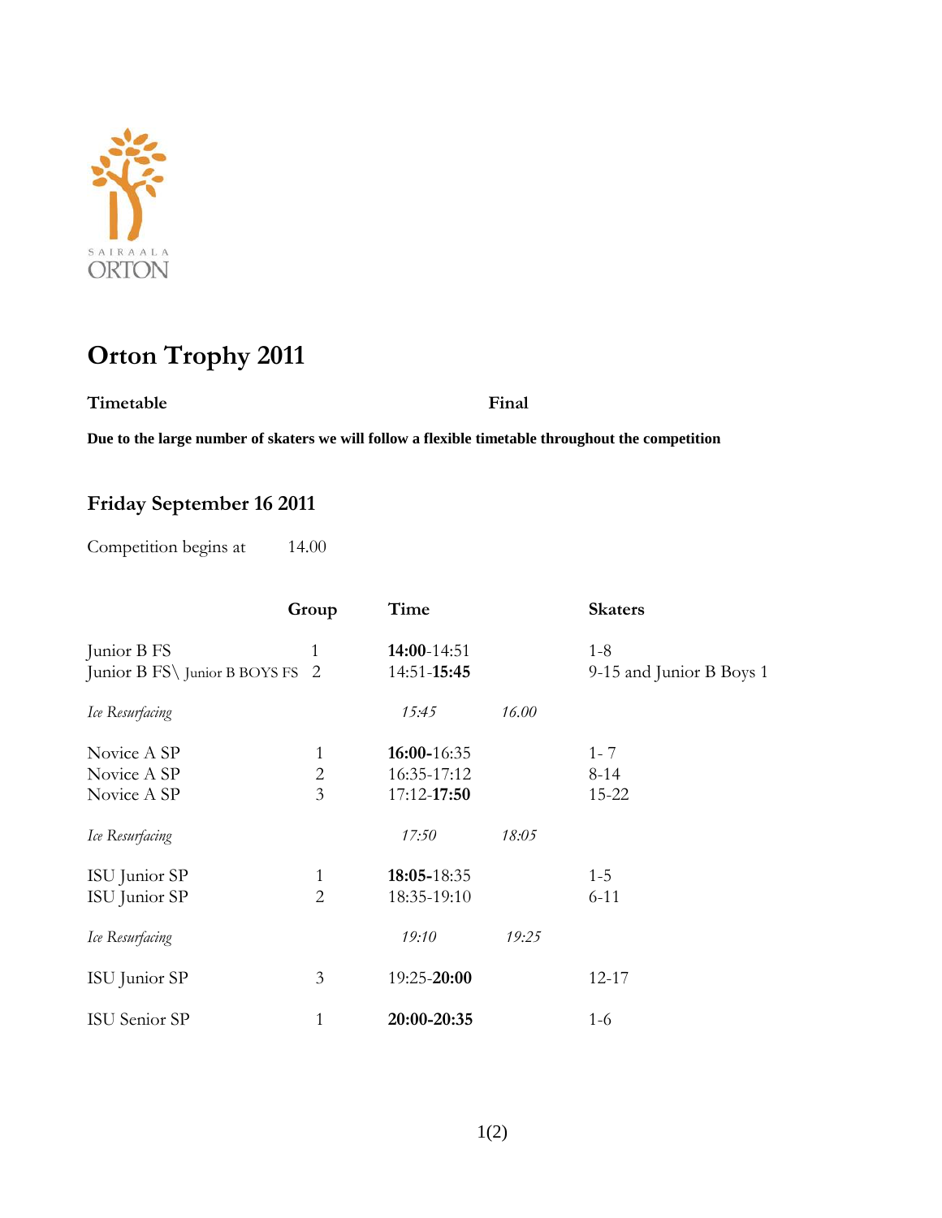SAIRAALA ORTON

# Orton Trophy 2011

**Timetable** **Final**

**Due to the large number of skaters we will follow a flexible timetable throughout the competition**

## Friday September 16 2011

Competition begins at 14.00

| | Group | Time | | Skaters |
|---|---|---|---|---|
| Junior B FS | 1 | **14:00**-14:51 | | 1-8 |
| Junior B FS\ Junior B BOYS FS | 2 | 14:51-**15:45** | | 9-15 and Junior B Boys 1 |
| *Ice Resurfacing* | | *15:45* | *16.00* | |
| Novice A SP | 1 | **16:00**-16:35 | | 1- 7 |
| Novice A SP | 2 | 16:35-17:12 | | 8-14 |
| Novice A SP | 3 | 17:12-**17:50** | | 15-22 |
| *Ice Resurfacing* | | *17:50* | *18:05* | |
| ISU Junior SP | 1 | **18:05-**18:35 | | 1-5 |
| ISU Junior SP | 2 | 18:35-19:10 | | 6-11 |
| *Ice Resurfacing* | | *19:10* | *19:25* | |
| ISU Junior SP | 3 | 19:25-**20:00** | | 12-17 |
| ISU Senior SP | 1 | **20:00-20:35** | | 1-6 |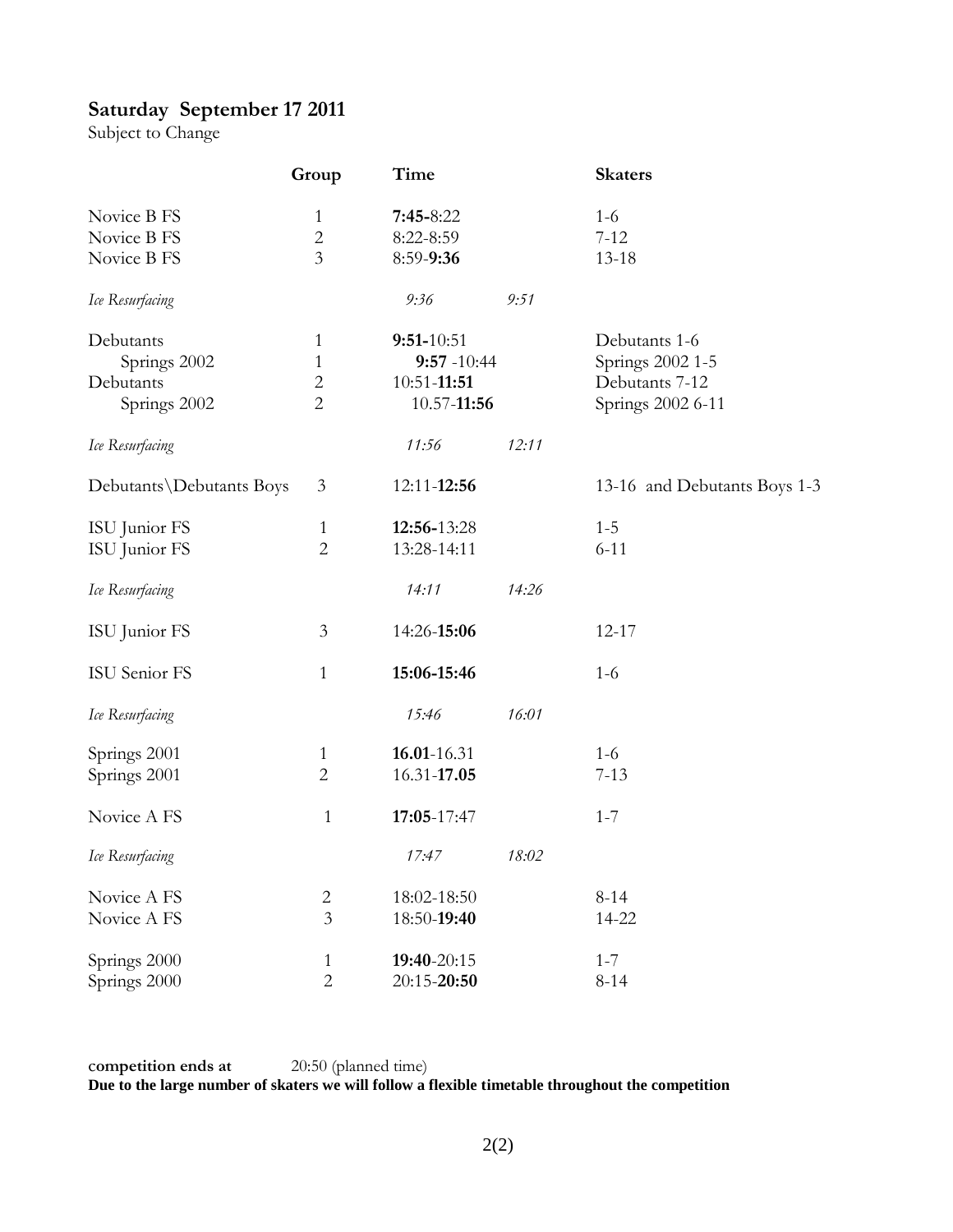## Saturday September 17 2011

Subject to Change

| | Group | Time | | Skaters |
|---|---|---|---|---|
| Novice B FS | 1 | **7:45-**8:22 | | 1-6 |
| Novice B FS | 2 | 8:22-8:59 | | 7-12 |
| Novice B FS | 3 | 8:59-**9:36** | | 13-18 |
| *Ice Resurfacing* | | *9:36* | *9:51* | |
| Debutants | 1 | **9:51-**10:51 | | Debutants 1-6 |
| Springs 2002 | 1 | **9:57** -10:44 | | Springs 2002 1-5 |
| Debutants | 2 | 10:51-**11:51** | | Debutants 7-12 |
| Springs 2002 | 2 | 10.57-**11:56** | | Springs 2002 6-11 |
| *Ice Resurfacing* | | *11:56* | *12:11* | |
| Debutants\Debutants Boys | 3 | 12:11-**12:56** | | 13-16 and Debutants Boys 1-3 |
| ISU Junior FS | 1 | **12:56-**13:28 | | 1-5 |
| ISU Junior FS | 2 | 13:28-14:11 | | 6-11 |
| *Ice Resurfacing* | | *14:11* | *14:26* | |
| ISU Junior FS | 3 | 14:26-**15:06** | | 12-17 |
| ISU Senior FS | 1 | **15:06-15:46** | | 1-6 |
| *Ice Resurfacing* | | *15:46* | *16:01* | |
| Springs 2001 | 1 | **16.01**-16.31 | | 1-6 |
| Springs 2001 | 2 | 16.31-**17.05** | | 7-13 |
| Novice A FS | 1 | **17:05**-17:47 | | 1-7 |
| *Ice Resurfacing* | | *17:47* | *18:02* | |
| Novice A FS | 2 | 18:02-18:50 | | 8-14 |
| Novice A FS | 3 | 18:50-**19:40** | | 14-22 |
| Springs 2000 | 1 | **19:40**-20:15 | | 1-7 |
| Springs 2000 | 2 | 20:15-**20:50** | | 8-14 |

**competition ends at** 20:50 (planned time)

**Due to the large number of skaters we will follow a flexible timetable throughout the competition**